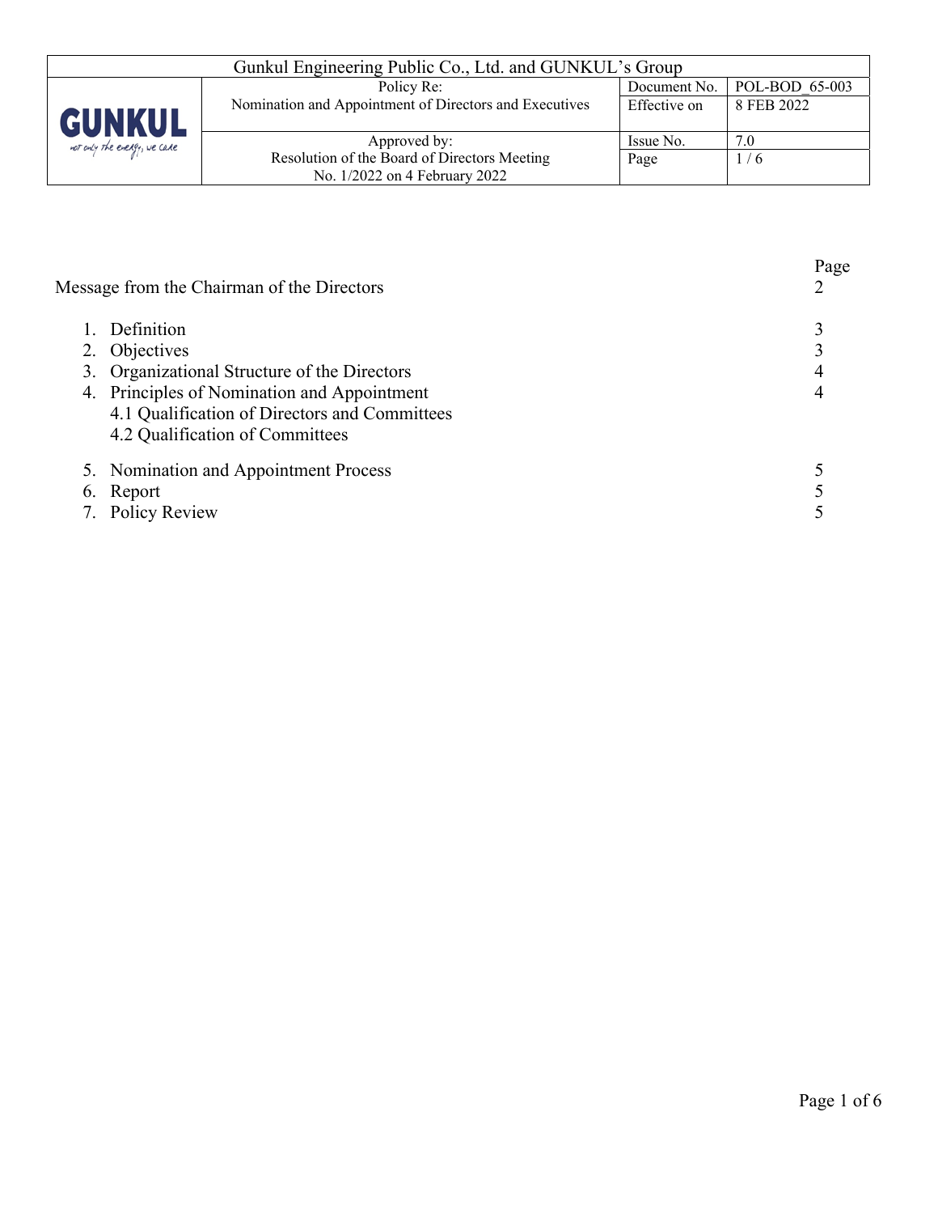| Gunkul Engineering Public Co., Ltd. and GUNKUL's Group | | | |
|---|---|---|---|
| GUNKUL not only the energy, we care | Policy Re: Nomination and Appointment of Directors and Executives | Document No. | POL-BOD_65-003 |
| | | Effective on | 8 FEB 2022 |
| | Approved by: Resolution of the Board of Directors Meeting No. 1/2022 on 4 February 2022 | Issue No. | 7.0 |
| | | Page | 1 / 6 |

| | Page |
|---|---|
| Message from the Chairman of the Directors | 2 |
| 1. Definition | 3 |
| 2. Objectives | 3 |
| 3. Organizational Structure of the Directors | 4 |
| 4. Principles of Nomination and Appointment | 4 |
| 4.1 Qualification of Directors and Committees | |
| 4.2 Qualification of Committees | |
| 5. Nomination and Appointment Process | 5 |
| 6. Report | 5 |
| 7. Policy Review | 5 |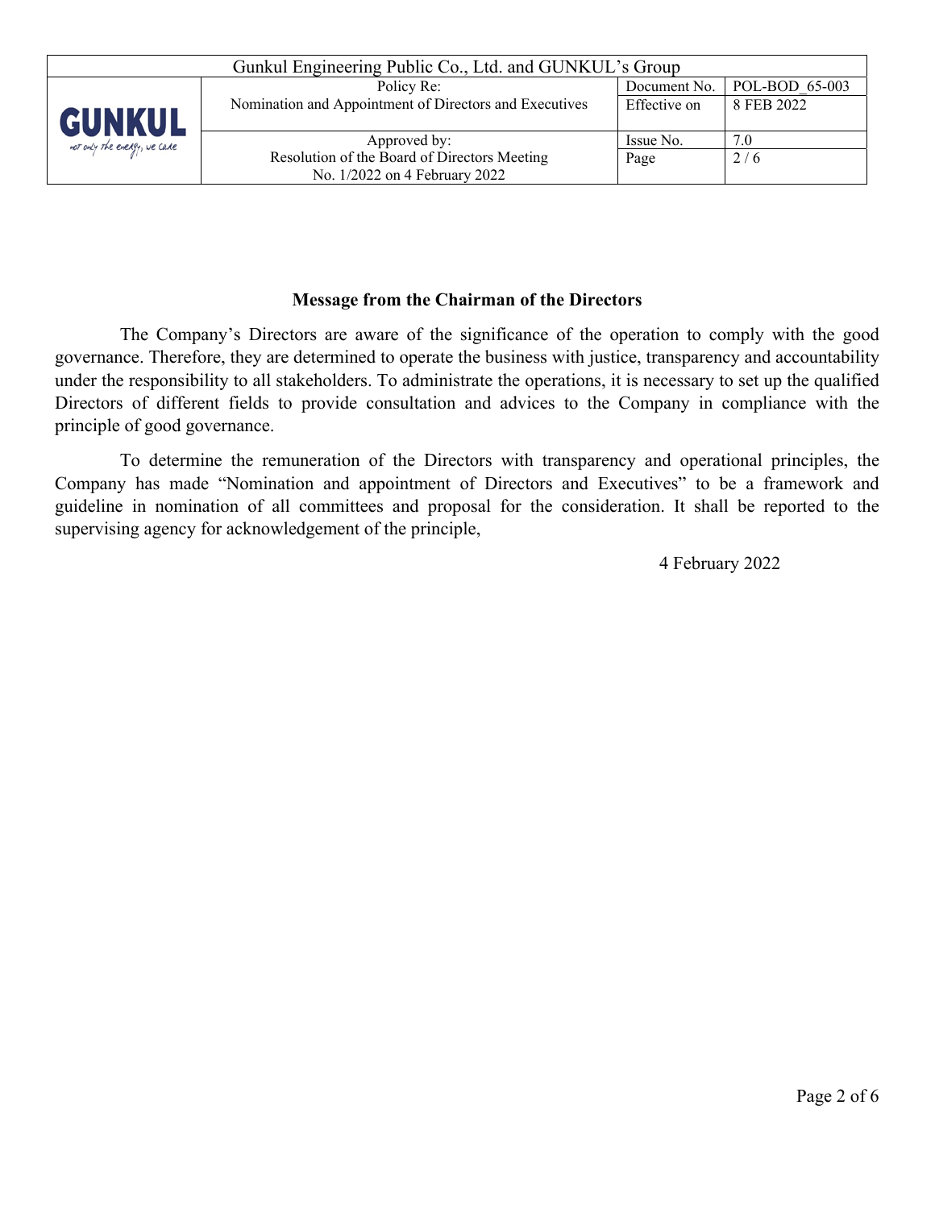## Message from the Chairman of the Directors

The Company's Directors are aware of the significance of the operation to comply with the good governance. Therefore, they are determined to operate the business with justice, transparency and accountability under the responsibility to all stakeholders. To administrate the operations, it is necessary to set up the qualified Directors of different fields to provide consultation and advices to the Company in compliance with the principle of good governance.

To determine the remuneration of the Directors with transparency and operational principles, the Company has made "Nomination and appointment of Directors and Executives" to be a framework and guideline in nomination of all committees and proposal for the consideration. It shall be reported to the supervising agency for acknowledgement of the principle,

4 February 2022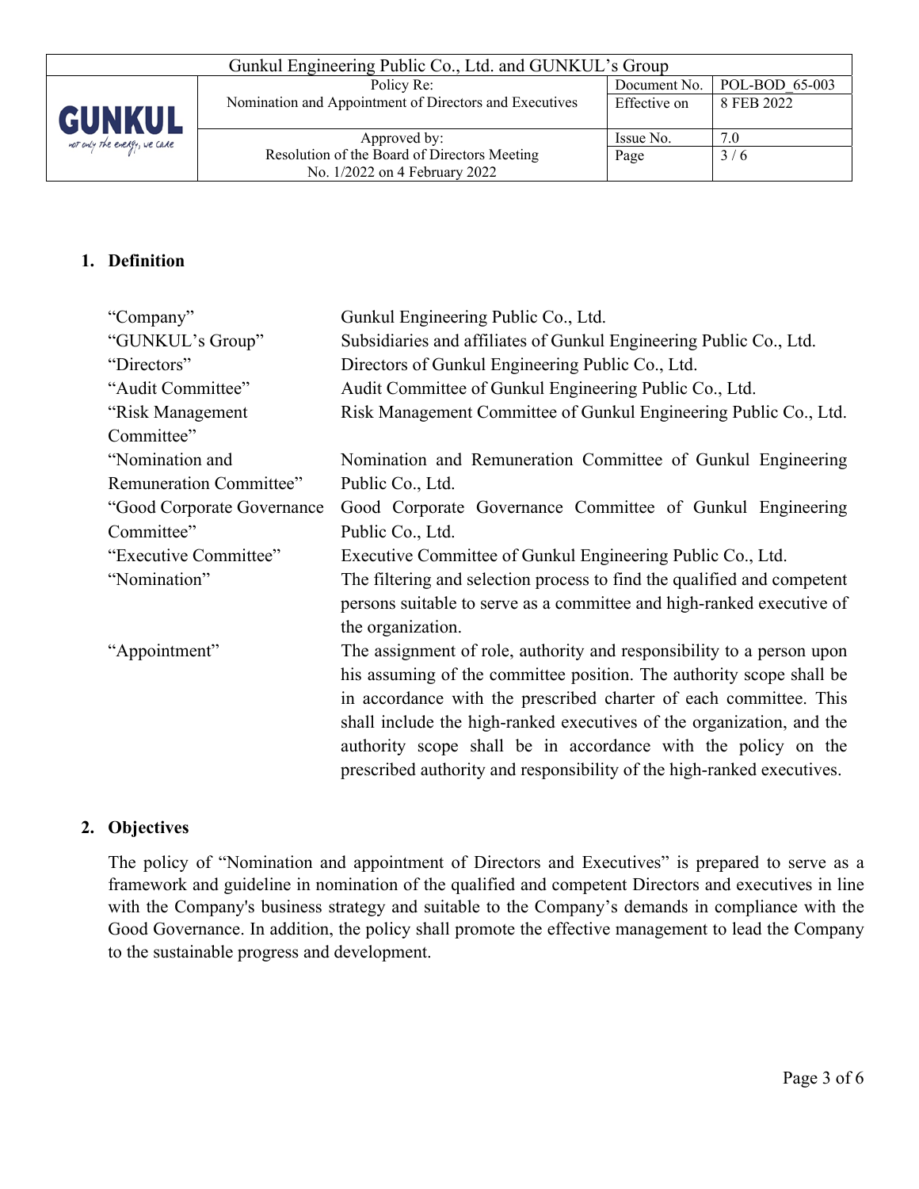## 1. Definition

| | |
|---|---|
| "Company" | Gunkul Engineering Public Co., Ltd. |
| "GUNKUL's Group" | Subsidiaries and affiliates of Gunkul Engineering Public Co., Ltd. |
| "Directors" | Directors of Gunkul Engineering Public Co., Ltd. |
| "Audit Committee" | Audit Committee of Gunkul Engineering Public Co., Ltd. |
| "Risk Management Committee" | Risk Management Committee of Gunkul Engineering Public Co., Ltd. |
| "Nomination and Remuneration Committee" | Nomination and Remuneration Committee of Gunkul Engineering Public Co., Ltd. |
| "Good Corporate Governance Committee" | Good Corporate Governance Committee of Gunkul Engineering Public Co., Ltd. |
| "Executive Committee" | Executive Committee of Gunkul Engineering Public Co., Ltd. |
| "Nomination" | The filtering and selection process to find the qualified and competent persons suitable to serve as a committee and high-ranked executive of the organization. |
| "Appointment" | The assignment of role, authority and responsibility to a person upon his assuming of the committee position. The authority scope shall be in accordance with the prescribed charter of each committee. This shall include the high-ranked executives of the organization, and the authority scope shall be in accordance with the policy on the prescribed authority and responsibility of the high-ranked executives. |

## 2. Objectives

The policy of "Nomination and appointment of Directors and Executives" is prepared to serve as a framework and guideline in nomination of the qualified and competent Directors and executives in line with the Company's business strategy and suitable to the Company's demands in compliance with the Good Governance. In addition, the policy shall promote the effective management to lead the Company to the sustainable progress and development.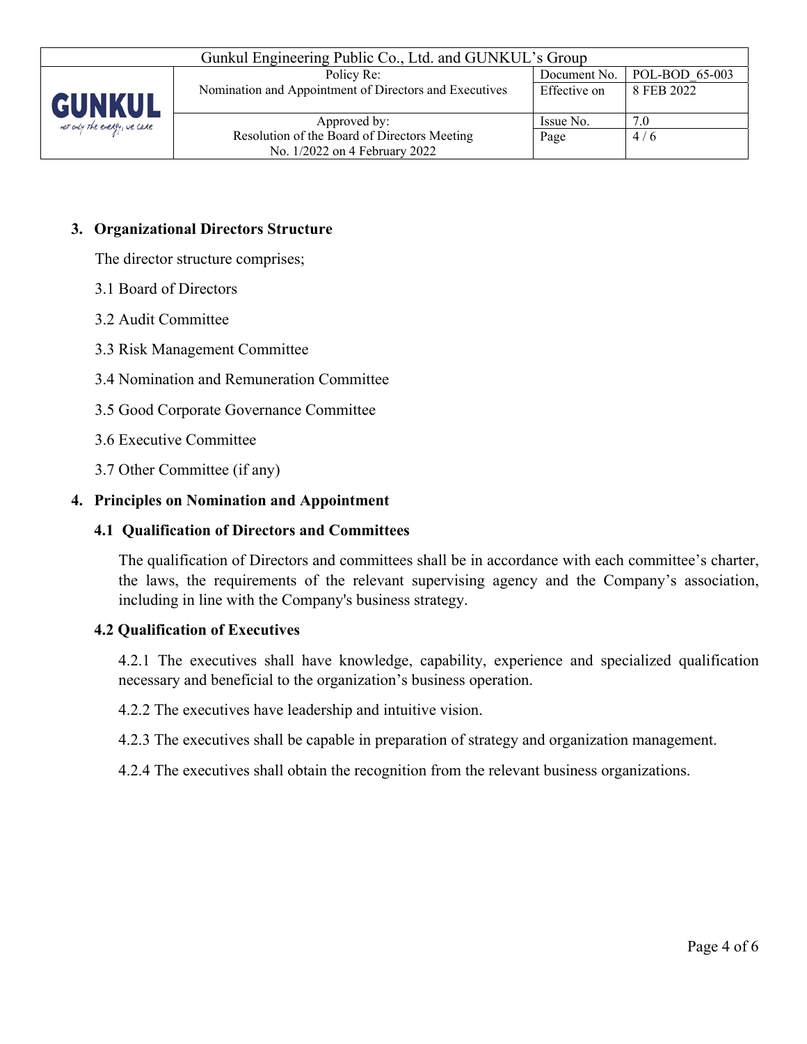## 3. Organizational Directors Structure

The director structure comprises;

3.1 Board of Directors

3.2 Audit Committee

3.3 Risk Management Committee

3.4 Nomination and Remuneration Committee

3.5 Good Corporate Governance Committee

3.6 Executive Committee

3.7 Other Committee (if any)

## 4. Principles on Nomination and Appointment

### 4.1 Qualification of Directors and Committees

The qualification of Directors and committees shall be in accordance with each committee's charter, the laws, the requirements of the relevant supervising agency and the Company's association, including in line with the Company's business strategy.

### 4.2 Qualification of Executives

4.2.1 The executives shall have knowledge, capability, experience and specialized qualification necessary and beneficial to the organization's business operation.

4.2.2 The executives have leadership and intuitive vision.

4.2.3 The executives shall be capable in preparation of strategy and organization management.

4.2.4 The executives shall obtain the recognition from the relevant business organizations.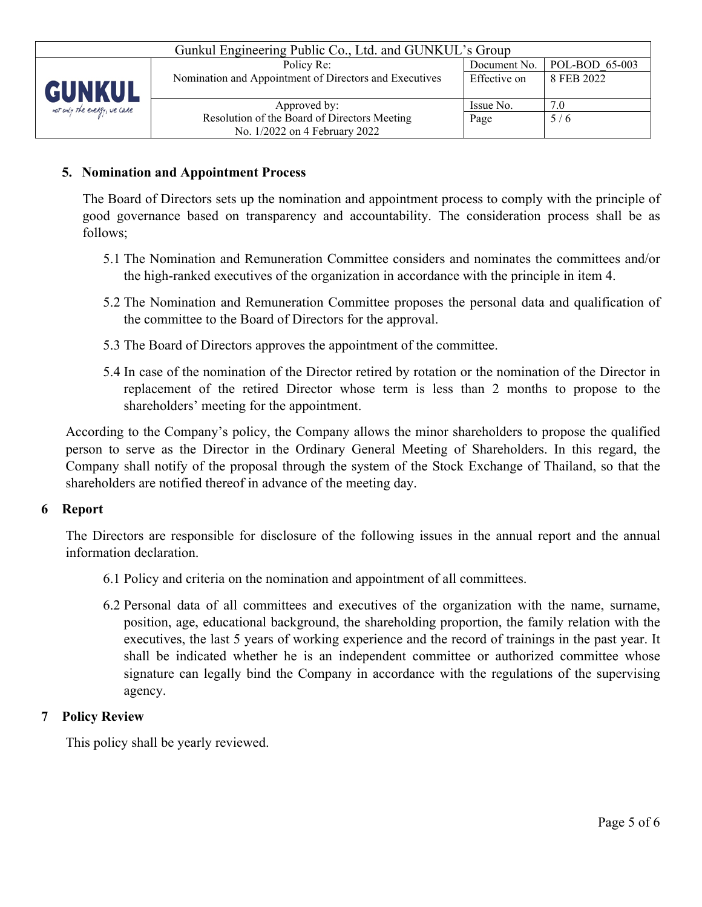## 5. Nomination and Appointment Process

The Board of Directors sets up the nomination and appointment process to comply with the principle of good governance based on transparency and accountability. The consideration process shall be as follows;

5.1 The Nomination and Remuneration Committee considers and nominates the committees and/or the high-ranked executives of the organization in accordance with the principle in item 4.

5.2 The Nomination and Remuneration Committee proposes the personal data and qualification of the committee to the Board of Directors for the approval.

5.3 The Board of Directors approves the appointment of the committee.

5.4 In case of the nomination of the Director retired by rotation or the nomination of the Director in replacement of the retired Director whose term is less than 2 months to propose to the shareholders' meeting for the appointment.

According to the Company's policy, the Company allows the minor shareholders to propose the qualified person to serve as the Director in the Ordinary General Meeting of Shareholders. In this regard, the Company shall notify of the proposal through the system of the Stock Exchange of Thailand, so that the shareholders are notified thereof in advance of the meeting day.

## 6 Report

The Directors are responsible for disclosure of the following issues in the annual report and the annual information declaration.

6.1 Policy and criteria on the nomination and appointment of all committees.

6.2 Personal data of all committees and executives of the organization with the name, surname, position, age, educational background, the shareholding proportion, the family relation with the executives, the last 5 years of working experience and the record of trainings in the past year. It shall be indicated whether he is an independent committee or authorized committee whose signature can legally bind the Company in accordance with the regulations of the supervising agency.

## 7 Policy Review

This policy shall be yearly reviewed.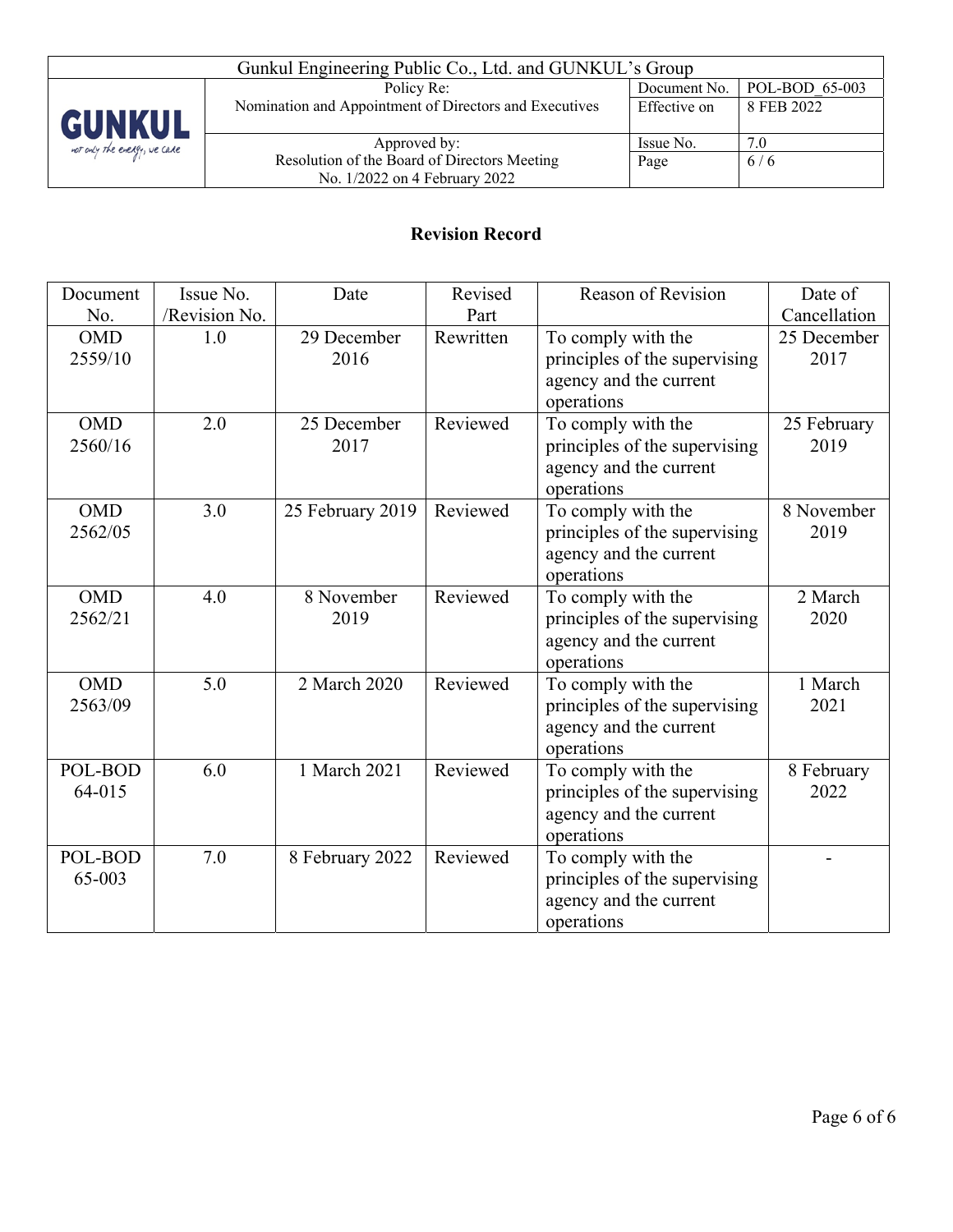## Revision Record

| Document No. | Issue No. /Revision No. | Date | Revised Part | Reason of Revision | Date of Cancellation |
|---|---|---|---|---|---|
| OMD 2559/10 | 1.0 | 29 December 2016 | Rewritten | To comply with the principles of the supervising agency and the current operations | 25 December 2017 |
| OMD 2560/16 | 2.0 | 25 December 2017 | Reviewed | To comply with the principles of the supervising agency and the current operations | 25 February 2019 |
| OMD 2562/05 | 3.0 | 25 February 2019 | Reviewed | To comply with the principles of the supervising agency and the current operations | 8 November 2019 |
| OMD 2562/21 | 4.0 | 8 November 2019 | Reviewed | To comply with the principles of the supervising agency and the current operations | 2 March 2020 |
| OMD 2563/09 | 5.0 | 2 March 2020 | Reviewed | To comply with the principles of the supervising agency and the current operations | 1 March 2021 |
| POL-BOD 64-015 | 6.0 | 1 March 2021 | Reviewed | To comply with the principles of the supervising agency and the current operations | 8 February 2022 |
| POL-BOD 65-003 | 7.0 | 8 February 2022 | Reviewed | To comply with the principles of the supervising agency and the current operations | - |